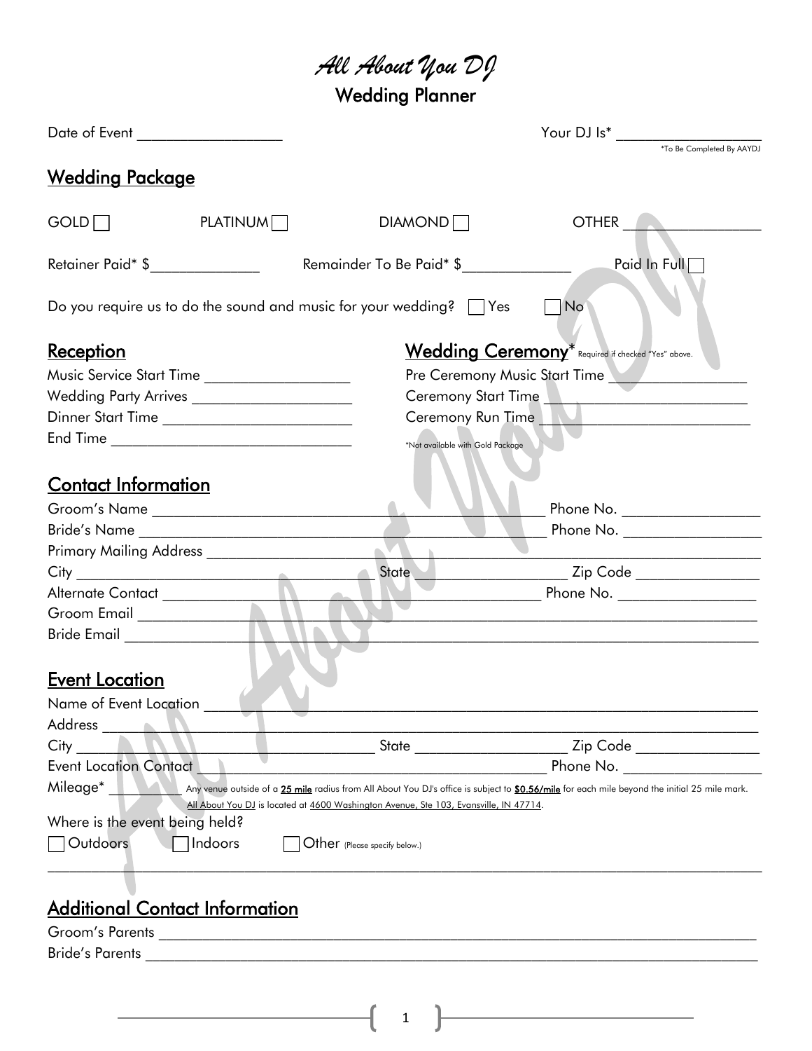# *All About You DJ*

## Wedding Planner

Date of Event ____________________ Your DJ Is* ____________________

*To Be Completed By AAYDJ

## Wedding Package

GOLD ☐ PLATINUM ☐ DIAMOND ☐ OTHER ____________________

Retainer Paid* $______________ Remainder To Be Paid* $______________ Paid In Full ☐

Do you require us to do the sound and music for your wedding? ☐ Yes ☐ No

## Reception

Music Service Start Time ____________________

Wedding Party Arrives ____________________

Dinner Start Time ____________________

End Time ____________________

## Wedding Ceremony*

Required if checked "Yes" above.

Pre Ceremony Music Start Time ____________________

Ceremony Start Time ____________________

Ceremony Run Time ____________________

*Not available with Gold Package

## Contact Information

Groom's Name ____________________ Phone No. ____________________

Bride's Name ____________________ Phone No. ____________________

Primary Mailing Address ____________________

City ____________________ State ____________________ Zip Code ____________________

Alternate Contact ____________________ Phone No. ____________________

Groom Email ____________________

Bride Email ____________________

## Event Location

Name of Event Location ____________________

Address ____________________

City ____________________ State ____________________ Zip Code ____________________

Event Location Contact ____________________ Phone No. ____________________

Mileage* __________ Any venue outside of a 25 mile radius from All About You DJ's office is subject to **$0.56/mile** for each mile beyond the initial 25 mile mark. All About You DJ is located at 4600 Washington Avenue, Ste 103, Evansville, IN 47714.

Where is the event being held?

☐ Outdoors ☐ Indoors ☐ Other (Please specify below.)

____________________

## Additional Contact Information

Groom's Parents ____________________

Bride's Parents ____________________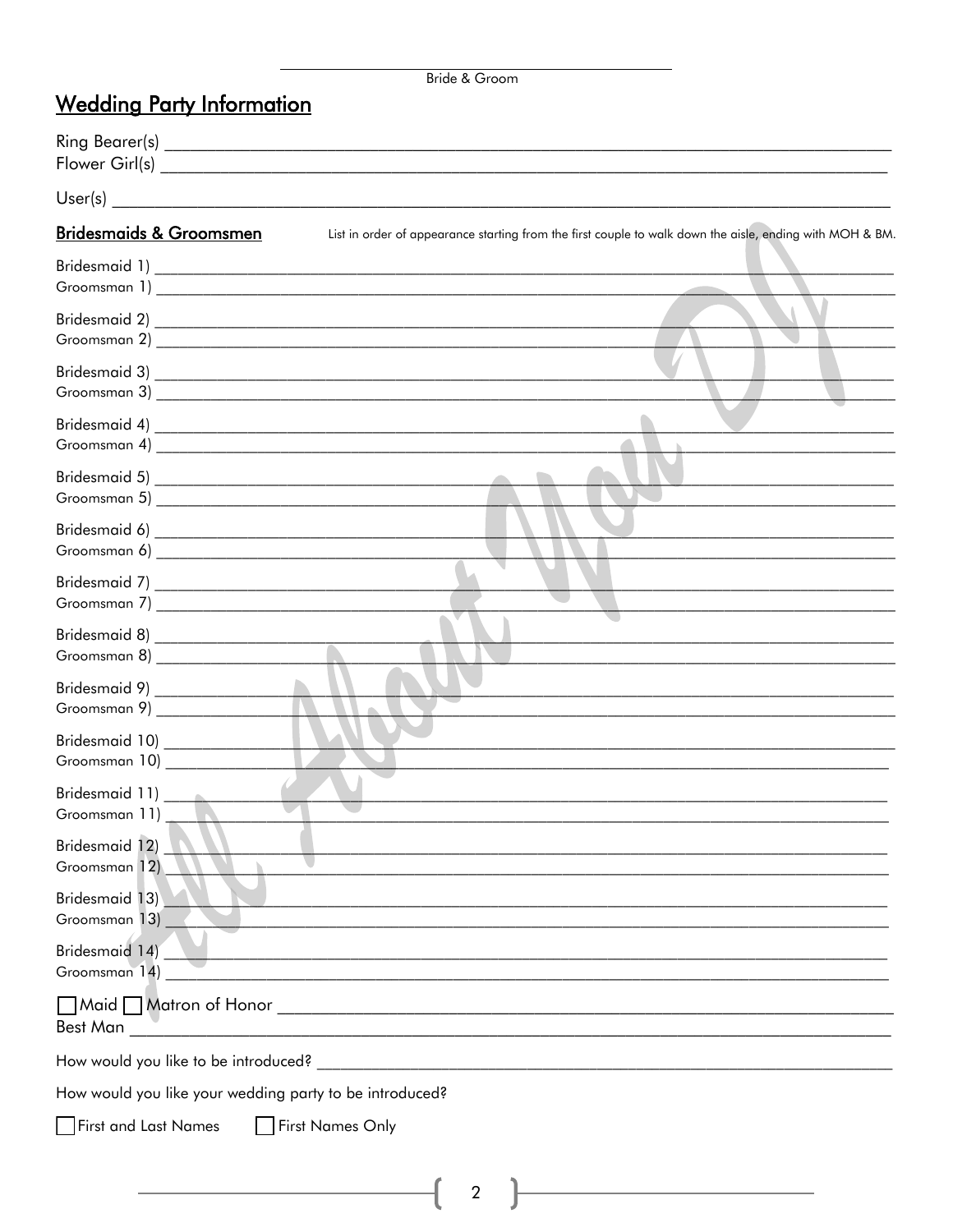\_\_\_\_\_\_\_\_\_\_\_\_\_\_\_\_\_\_\_\_\_\_\_\_\_\_\_\_\_\_\_\_\_\_\_\_\_\_\_\_
Bride & Groom

## Wedding Party Information

Ring Bearer(s) \_\_\_\_\_\_\_\_\_\_\_\_\_\_\_\_\_\_\_\_\_\_\_\_\_\_\_\_\_\_\_\_\_\_\_\_\_\_\_\_
Flower Girl(s) \_\_\_\_\_\_\_\_\_\_\_\_\_\_\_\_\_\_\_\_\_\_\_\_\_\_\_\_\_\_\_\_\_\_\_\_\_\_\_\_

User(s) \_\_\_\_\_\_\_\_\_\_\_\_\_\_\_\_\_\_\_\_\_\_\_\_\_\_\_\_\_\_\_\_\_\_\_\_\_\_\_\_

### Bridesmaids & Groomsmen

List in order of appearance starting from the first couple to walk down the aisle, ending with MOH & BM.

Bridesmaid 1) \_\_\_\_\_\_\_\_\_\_\_\_\_\_\_\_\_\_\_\_\_\_\_\_\_\_\_\_\_\_\_\_\_\_\_\_\_\_\_\_
Groomsman 1) \_\_\_\_\_\_\_\_\_\_\_\_\_\_\_\_\_\_\_\_\_\_\_\_\_\_\_\_\_\_\_\_\_\_\_\_\_\_\_\_

Bridesmaid 2) \_\_\_\_\_\_\_\_\_\_\_\_\_\_\_\_\_\_\_\_\_\_\_\_\_\_\_\_\_\_\_\_\_\_\_\_\_\_\_\_
Groomsman 2) \_\_\_\_\_\_\_\_\_\_\_\_\_\_\_\_\_\_\_\_\_\_\_\_\_\_\_\_\_\_\_\_\_\_\_\_\_\_\_\_

Bridesmaid 3) \_\_\_\_\_\_\_\_\_\_\_\_\_\_\_\_\_\_\_\_\_\_\_\_\_\_\_\_\_\_\_\_\_\_\_\_\_\_\_\_
Groomsman 3) \_\_\_\_\_\_\_\_\_\_\_\_\_\_\_\_\_\_\_\_\_\_\_\_\_\_\_\_\_\_\_\_\_\_\_\_\_\_\_\_

Bridesmaid 4) \_\_\_\_\_\_\_\_\_\_\_\_\_\_\_\_\_\_\_\_\_\_\_\_\_\_\_\_\_\_\_\_\_\_\_\_\_\_\_\_
Groomsman 4) \_\_\_\_\_\_\_\_\_\_\_\_\_\_\_\_\_\_\_\_\_\_\_\_\_\_\_\_\_\_\_\_\_\_\_\_\_\_\_\_

Bridesmaid 5) \_\_\_\_\_\_\_\_\_\_\_\_\_\_\_\_\_\_\_\_\_\_\_\_\_\_\_\_\_\_\_\_\_\_\_\_\_\_\_\_
Groomsman 5) \_\_\_\_\_\_\_\_\_\_\_\_\_\_\_\_\_\_\_\_\_\_\_\_\_\_\_\_\_\_\_\_\_\_\_\_\_\_\_\_

Bridesmaid 6) \_\_\_\_\_\_\_\_\_\_\_\_\_\_\_\_\_\_\_\_\_\_\_\_\_\_\_\_\_\_\_\_\_\_\_\_\_\_\_\_
Groomsman 6) \_\_\_\_\_\_\_\_\_\_\_\_\_\_\_\_\_\_\_\_\_\_\_\_\_\_\_\_\_\_\_\_\_\_\_\_\_\_\_\_

Bridesmaid 7) \_\_\_\_\_\_\_\_\_\_\_\_\_\_\_\_\_\_\_\_\_\_\_\_\_\_\_\_\_\_\_\_\_\_\_\_\_\_\_\_
Groomsman 7) \_\_\_\_\_\_\_\_\_\_\_\_\_\_\_\_\_\_\_\_\_\_\_\_\_\_\_\_\_\_\_\_\_\_\_\_\_\_\_\_

Bridesmaid 8) \_\_\_\_\_\_\_\_\_\_\_\_\_\_\_\_\_\_\_\_\_\_\_\_\_\_\_\_\_\_\_\_\_\_\_\_\_\_\_\_
Groomsman 8) \_\_\_\_\_\_\_\_\_\_\_\_\_\_\_\_\_\_\_\_\_\_\_\_\_\_\_\_\_\_\_\_\_\_\_\_\_\_\_\_

Bridesmaid 9) \_\_\_\_\_\_\_\_\_\_\_\_\_\_\_\_\_\_\_\_\_\_\_\_\_\_\_\_\_\_\_\_\_\_\_\_\_\_\_\_
Groomsman 9) \_\_\_\_\_\_\_\_\_\_\_\_\_\_\_\_\_\_\_\_\_\_\_\_\_\_\_\_\_\_\_\_\_\_\_\_\_\_\_\_

Bridesmaid 10) \_\_\_\_\_\_\_\_\_\_\_\_\_\_\_\_\_\_\_\_\_\_\_\_\_\_\_\_\_\_\_\_\_\_\_\_\_\_\_\_
Groomsman 10) \_\_\_\_\_\_\_\_\_\_\_\_\_\_\_\_\_\_\_\_\_\_\_\_\_\_\_\_\_\_\_\_\_\_\_\_\_\_\_\_

Bridesmaid 11) \_\_\_\_\_\_\_\_\_\_\_\_\_\_\_\_\_\_\_\_\_\_\_\_\_\_\_\_\_\_\_\_\_\_\_\_\_\_\_\_
Groomsman 11) \_\_\_\_\_\_\_\_\_\_\_\_\_\_\_\_\_\_\_\_\_\_\_\_\_\_\_\_\_\_\_\_\_\_\_\_\_\_\_\_

Bridesmaid 12) \_\_\_\_\_\_\_\_\_\_\_\_\_\_\_\_\_\_\_\_\_\_\_\_\_\_\_\_\_\_\_\_\_\_\_\_\_\_\_\_
Groomsman 12) \_\_\_\_\_\_\_\_\_\_\_\_\_\_\_\_\_\_\_\_\_\_\_\_\_\_\_\_\_\_\_\_\_\_\_\_\_\_\_\_

Bridesmaid 13) \_\_\_\_\_\_\_\_\_\_\_\_\_\_\_\_\_\_\_\_\_\_\_\_\_\_\_\_\_\_\_\_\_\_\_\_\_\_\_\_
Groomsman 13) \_\_\_\_\_\_\_\_\_\_\_\_\_\_\_\_\_\_\_\_\_\_\_\_\_\_\_\_\_\_\_\_\_\_\_\_\_\_\_\_

Bridesmaid 14) \_\_\_\_\_\_\_\_\_\_\_\_\_\_\_\_\_\_\_\_\_\_\_\_\_\_\_\_\_\_\_\_\_\_\_\_\_\_\_\_
Groomsman 14) \_\_\_\_\_\_\_\_\_\_\_\_\_\_\_\_\_\_\_\_\_\_\_\_\_\_\_\_\_\_\_\_\_\_\_\_\_\_\_\_

☐ Maid ☐ Matron of Honor \_\_\_\_\_\_\_\_\_\_\_\_\_\_\_\_\_\_\_\_\_\_\_\_\_\_\_\_\_\_\_\_\_\_\_\_\_\_\_\_
Best Man \_\_\_\_\_\_\_\_\_\_\_\_\_\_\_\_\_\_\_\_\_\_\_\_\_\_\_\_\_\_\_\_\_\_\_\_\_\_\_\_

How would you like to be introduced? \_\_\_\_\_\_\_\_\_\_\_\_\_\_\_\_\_\_\_\_\_\_\_\_\_\_\_\_\_\_\_\_\_\_\_\_\_\_\_\_

How would you like your wedding party to be introduced?

☐ First and Last Names ☐ First Names Only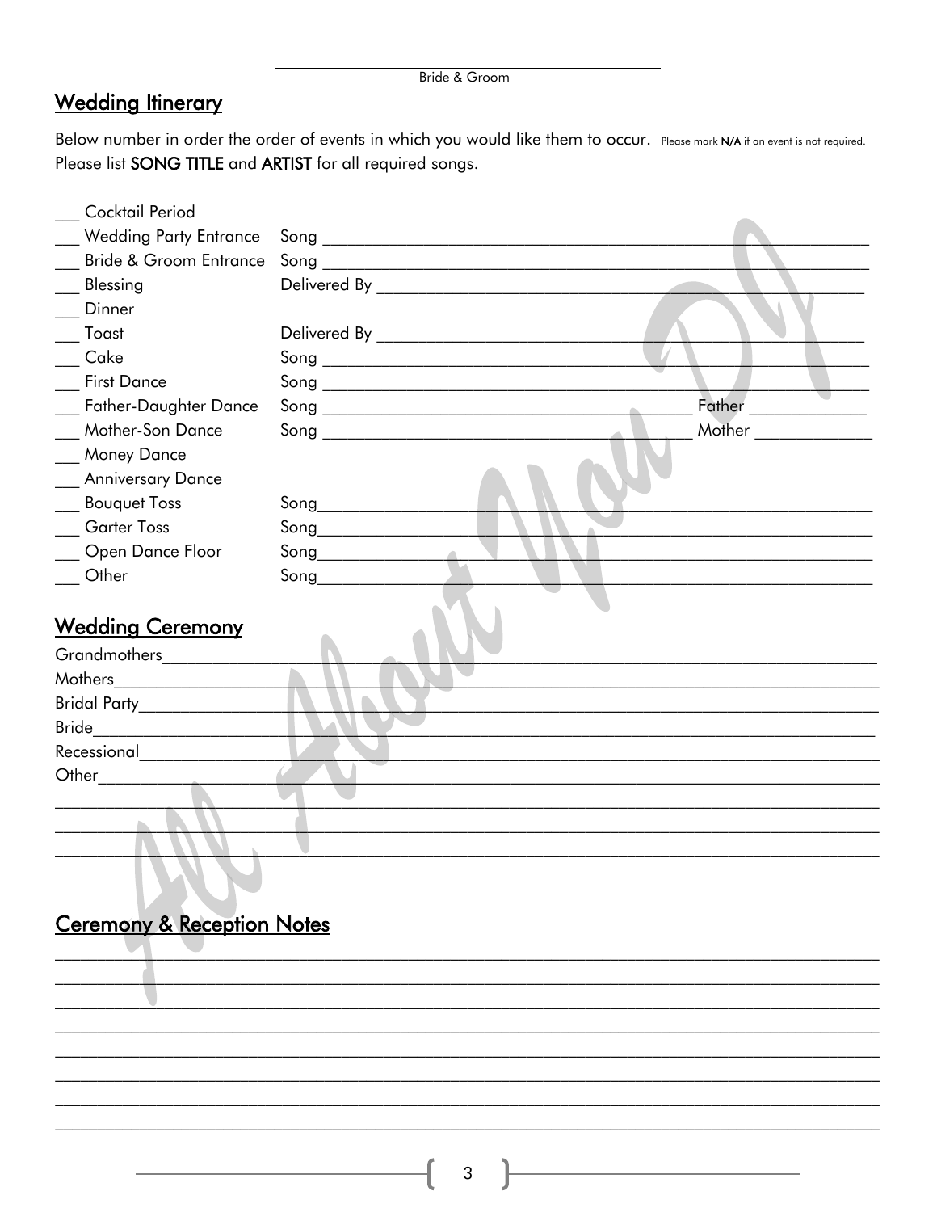______________________________

Bride & Groom

## Wedding Itinerary

Below number in order the order of events in which you would like them to occur. Please mark **N/A** if an event is not required. Please list **SONG TITLE** and **ARTIST** for all required songs.

___ Cocktail Period

___ Wedding Party Entrance Song ______________________________

___ Bride & Groom Entrance Song ______________________________

___ Blessing Delivered By ______________________________

___ Dinner

___ Toast Delivered By ______________________________

___ Cake Song ______________________________

___ First Dance Song ______________________________

___ Father-Daughter Dance Song ______________________________ Father ____________

___ Mother-Son Dance Song ______________________________ Mother ____________

___ Money Dance

___ Anniversary Dance

___ Bouquet Toss Song______________________________

___ Garter Toss Song______________________________

___ Open Dance Floor Song______________________________

___ Other Song______________________________

## Wedding Ceremony

Grandmothers______________________________

Mothers______________________________

Bridal Party______________________________

Bride______________________________

Recessional______________________________

Other______________________________

______________________________

______________________________

______________________________

## Ceremony & Reception Notes

______________________________

______________________________

______________________________

______________________________

______________________________

______________________________

______________________________

______________________________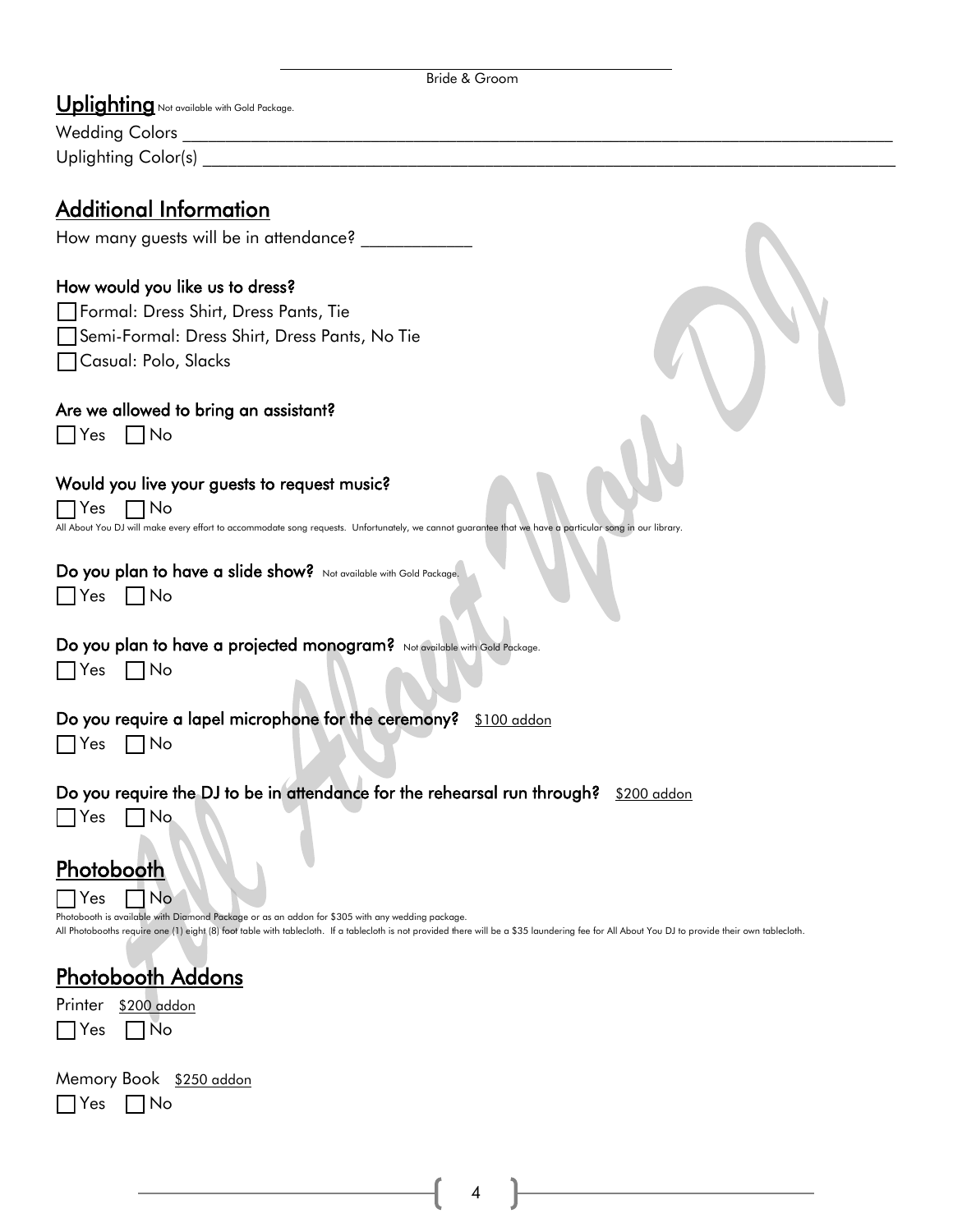\_\_\_\_\_\_\_\_\_\_\_\_\_\_\_\_\_\_\_\_\_\_\_\_\_\_\_\_\_\_\_\_\_\_\_\_\_\_\_\_\_\_\_\_

Bride & Groom

## Uplighting

Not available with Gold Package.

Wedding Colors \_\_\_\_\_\_\_\_\_\_\_\_\_\_\_\_\_\_\_\_\_\_\_\_\_\_\_\_\_\_\_\_\_\_\_\_\_\_\_\_\_\_\_\_\_\_\_\_\_\_\_\_\_\_\_\_\_\_\_\_\_\_\_\_\_\_\_\_\_\_\_\_\_\_\_\_

Uplighting Color(s) \_\_\_\_\_\_\_\_\_\_\_\_\_\_\_\_\_\_\_\_\_\_\_\_\_\_\_\_\_\_\_\_\_\_\_\_\_\_\_\_\_\_\_\_\_\_\_\_\_\_\_\_\_\_\_\_\_\_\_\_\_\_\_\_\_\_\_\_\_\_\_\_

## Additional Information

How many guests will be in attendance? \_\_\_\_\_\_\_\_\_\_\_\_

**How would you like us to dress?**

- ☐ Formal: Dress Shirt, Dress Pants, Tie
- ☐ Semi-Formal: Dress Shirt, Dress Pants, No Tie
- ☐ Casual: Polo, Slacks

**Are we allowed to bring an assistant?**

☐ Yes ☐ No

**Would you live your guests to request music?**

☐ Yes ☐ No

All About You DJ will make every effort to accommodate song requests. Unfortunately, we cannot guarantee that we have a particular song in our library.

**Do you plan to have a slide show?** Not available with Gold Package.

☐ Yes ☐ No

**Do you plan to have a projected monogram?** Not available with Gold Package.

☐ Yes ☐ No

**Do you require a lapel microphone for the ceremony?** $100 addon

☐ Yes ☐ No

**Do you require the DJ to be in attendance for the rehearsal run through?** $200 addon

☐ Yes ☐ No

## Photobooth

☐ Yes ☐ No

Photobooth is available with Diamond Package or as an addon for $305 with any wedding package.

All Photobooths require one (1) eight (8) foot table with tablecloth. If a tablecloth is not provided there will be a $35 laundering fee for All About You DJ to provide their own tablecloth.

## Photobooth Addons

Printer $200 addon

☐ Yes ☐ No

Memory Book $250 addon

☐ Yes ☐ No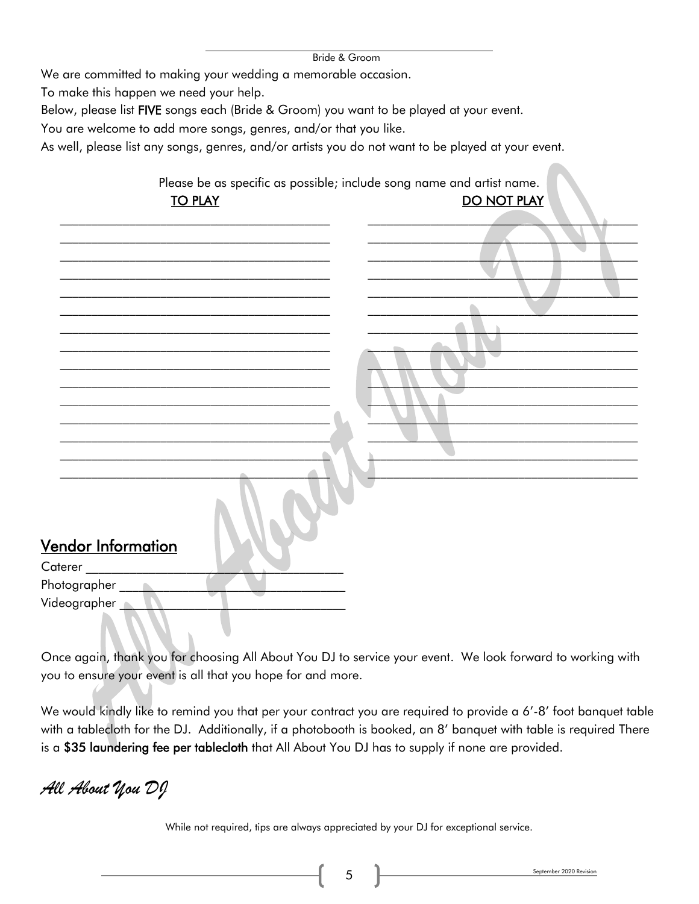\_\_\_\_\_\_\_\_\_\_\_\_\_\_\_\_\_\_\_\_\_\_\_\_\_\_\_\_\_\_\_\_\_\_\_\_\_\_\_\_

Bride & Groom

We are committed to making your wedding a memorable occasion.

To make this happen we need your help.

Below, please list **FIVE** songs each (Bride & Groom) you want to be played at your event.

You are welcome to add more songs, genres, and/or that you like.

As well, please list any songs, genres, and/or artists you do not want to be played at your event.

Please be as specific as possible; include song name and artist name.

| TO PLAY | DO NOT PLAY |
| --- | --- |
| ________________________________ | ________________________________ |
| ________________________________ | ________________________________ |
| ________________________________ | ________________________________ |
| ________________________________ | ________________________________ |
| ________________________________ | ________________________________ |
| ________________________________ | ________________________________ |
| ________________________________ | ________________________________ |
| ________________________________ | ________________________________ |
| ________________________________ | ________________________________ |
| ________________________________ | ________________________________ |
| ________________________________ | ________________________________ |
| ________________________________ | ________________________________ |
| ________________________________ | ________________________________ |
| ________________________________ | ________________________________ |
| ________________________________ | ________________________________ |

## Vendor Information

Caterer ________________________________

Photographer ________________________________

Videographer ________________________________

Once again, thank you for choosing All About You DJ to service your event. We look forward to working with you to ensure your event is all that you hope for and more.

We would kindly like to remind you that per your contract you are required to provide a 6'-8' foot banquet table with a tablecloth for the DJ. Additionally, if a photobooth is booked, an 8' banquet with table is required There is a **$35 laundering fee per tablecloth** that All About You DJ has to supply if none are provided.

*All About You DJ*

While not required, tips are always appreciated by your DJ for exceptional service.